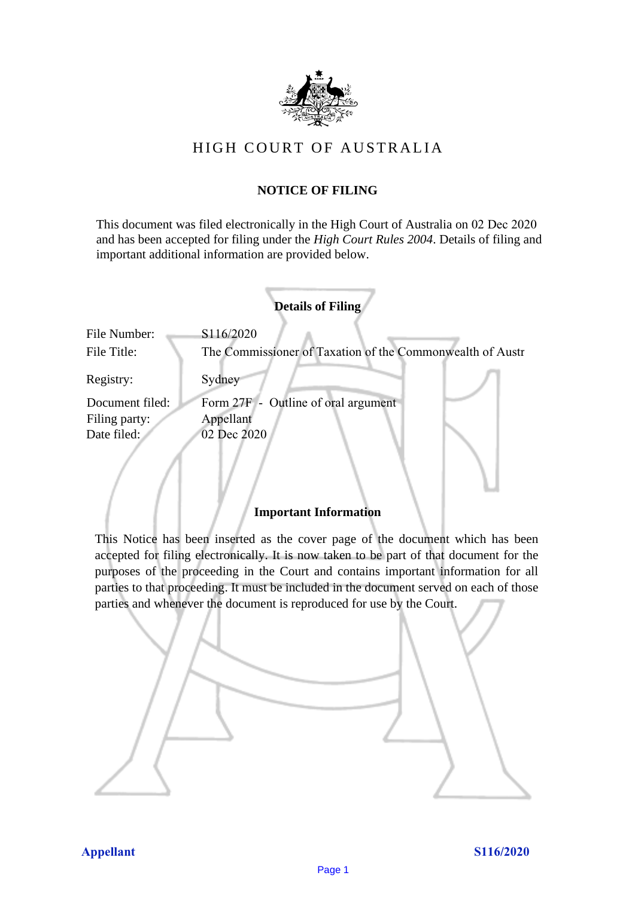# HIGH COURT OF AUSTRALIA

## NOTICE OF FILING

This document was filed electronically in the High Court of Australia on 02 Dec 2020 and has been accepted for filing under the *High Court Rules 2004*. Details of filing and important additional information are provided below.

### Details of Filing

| | |
|---|---|
| File Number: | S116/2020 |
| File Title: | The Commissioner of Taxation of the Commonwealth of Austr |
| Registry: | Sydney |
| Document filed: | Form 27F - Outline of oral argument |
| Filing party: | Appellant |
| Date filed: | 02 Dec 2020 |

### Important Information

This Notice has been inserted as the cover page of the document which has been accepted for filing electronically. It is now taken to be part of that document for the purposes of the proceeding in the Court and contains important information for all parties to that proceeding. It must be included in the document served on each of those parties and whenever the document is reproduced for use by the Court.

**Appellant** **S116/2020**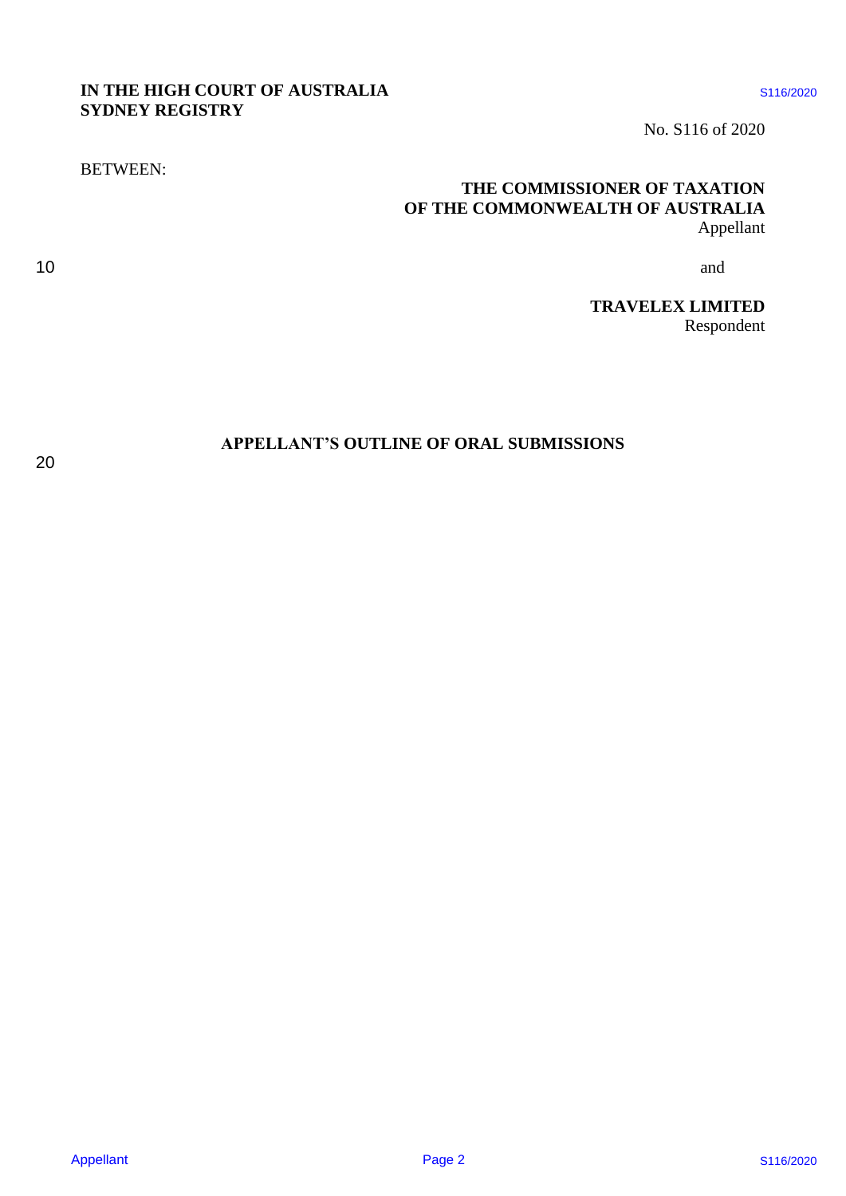**IN THE HIGH COURT OF AUSTRALIA**
**SYDNEY REGISTRY**

No. S116 of 2020

BETWEEN:

**THE COMMISSIONER OF TAXATION OF THE COMMONWEALTH OF AUSTRALIA**
Appellant

and

**TRAVELEX LIMITED**
Respondent

**APPELLANT'S OUTLINE OF ORAL SUBMISSIONS**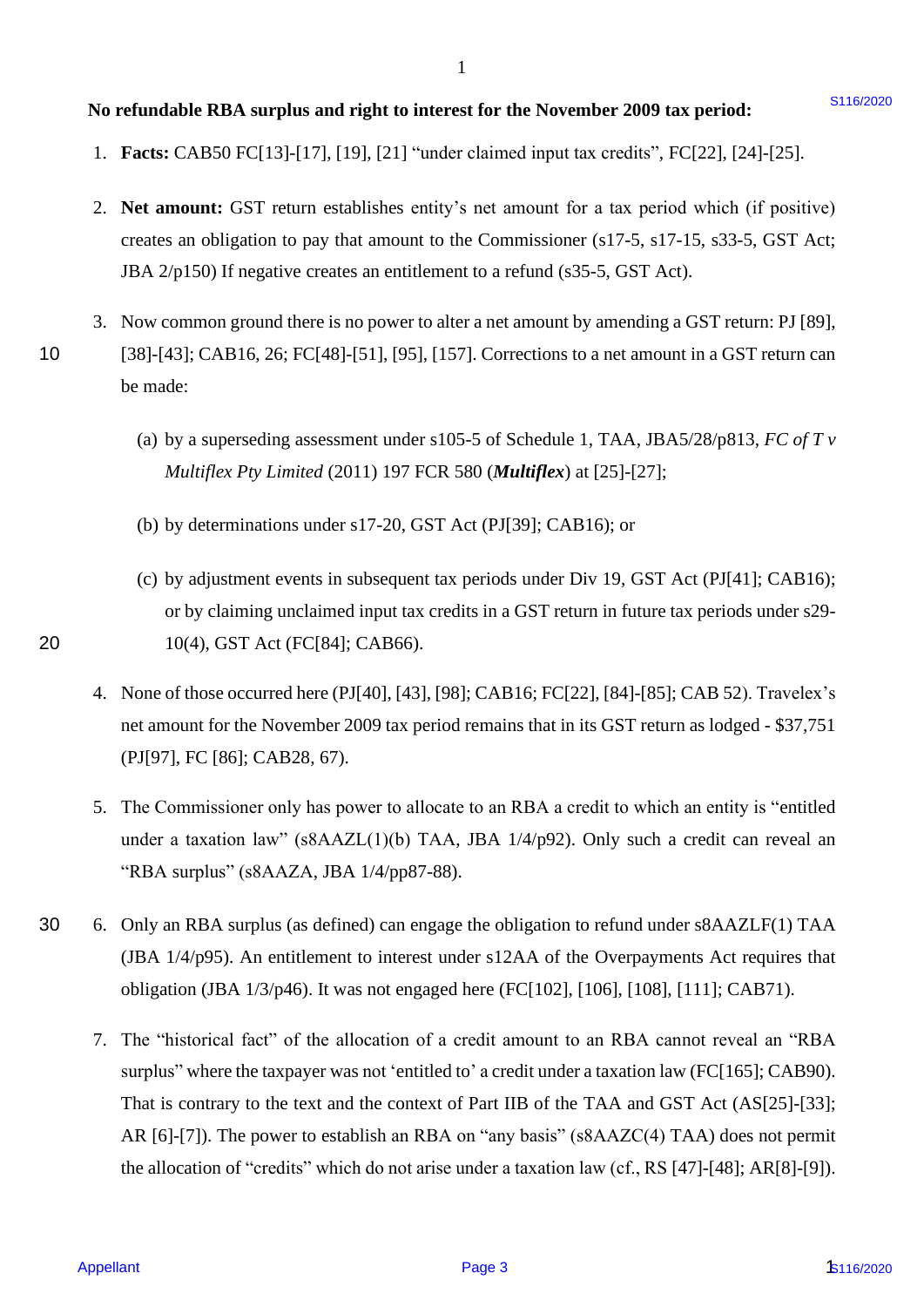**No refundable RBA surplus and right to interest for the November 2009 tax period:**

1. **Facts:** CAB50 FC[13]-[17], [19], [21] "under claimed input tax credits", FC[22], [24]-[25].

2. **Net amount:** GST return establishes entity's net amount for a tax period which (if positive) creates an obligation to pay that amount to the Commissioner (s17-5, s17-15, s33-5, GST Act; JBA 2/p150) If negative creates an entitlement to a refund (s35-5, GST Act).

3. Now common ground there is no power to alter a net amount by amending a GST return: PJ [89], [38]-[43]; CAB16, 26; FC[48]-[51], [95], [157]. Corrections to a net amount in a GST return can be made:

   (a) by a superseding assessment under s105-5 of Schedule 1, TAA, JBA5/28/p813, *FC of T v Multiflex Pty Limited* (2011) 197 FCR 580 (***Multiflex***) at [25]-[27];

   (b) by determinations under s17-20, GST Act (PJ[39]; CAB16); or

   (c) by adjustment events in subsequent tax periods under Div 19, GST Act (PJ[41]; CAB16); or by claiming unclaimed input tax credits in a GST return in future tax periods under s29-10(4), GST Act (FC[84]; CAB66).

4. None of those occurred here (PJ[40], [43], [98]; CAB16; FC[22], [84]-[85]; CAB 52). Travelex's net amount for the November 2009 tax period remains that in its GST return as lodged - $37,751 (PJ[97], FC [86]; CAB28, 67).

5. The Commissioner only has power to allocate to an RBA a credit to which an entity is "entitled under a taxation law" (s8AAZL(1)(b) TAA, JBA 1/4/p92). Only such a credit can reveal an "RBA surplus" (s8AAZA, JBA 1/4/pp87-88).

6. Only an RBA surplus (as defined) can engage the obligation to refund under s8AAZLF(1) TAA (JBA 1/4/p95). An entitlement to interest under s12AA of the Overpayments Act requires that obligation (JBA 1/3/p46). It was not engaged here (FC[102], [106], [108], [111]; CAB71).

7. The "historical fact" of the allocation of a credit amount to an RBA cannot reveal an "RBA surplus" where the taxpayer was not 'entitled to' a credit under a taxation law (FC[165]; CAB90). That is contrary to the text and the context of Part IIB of the TAA and GST Act (AS[25]-[33]; AR [6]-[7]). The power to establish an RBA on "any basis" (s8AAZC(4) TAA) does not permit the allocation of "credits" which do not arise under a taxation law (cf., RS [47]-[48]; AR[8]-[9]).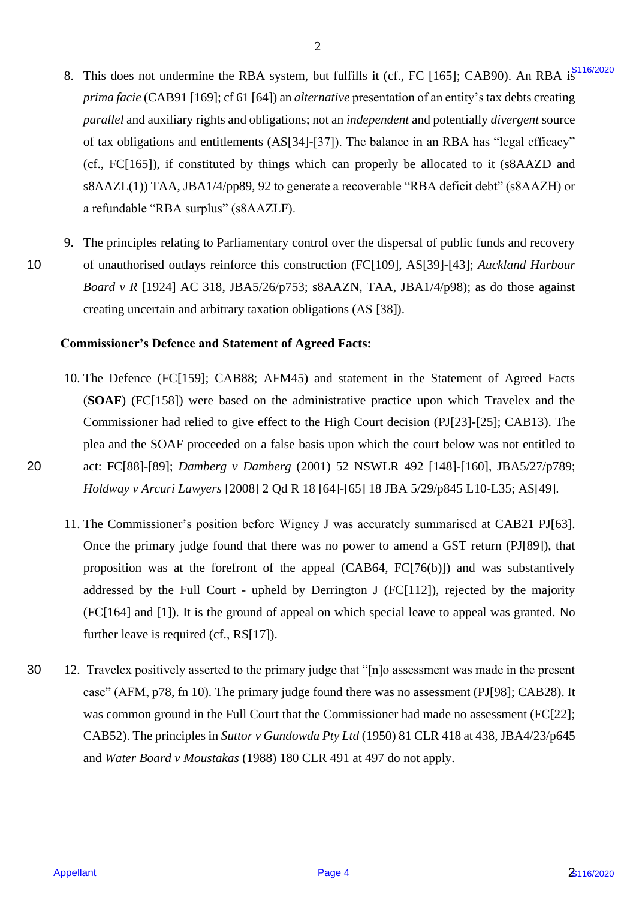8. This does not undermine the RBA system, but fulfills it (cf., FC [165]; CAB90). An RBA is *prima facie* (CAB91 [169]; cf 61 [64]) an *alternative* presentation of an entity's tax debts creating *parallel* and auxiliary rights and obligations; not an *independent* and potentially *divergent* source of tax obligations and entitlements (AS[34]-[37]). The balance in an RBA has "legal efficacy" (cf., FC[165]), if constituted by things which can properly be allocated to it (s8AAZD and s8AAZL(1)) TAA, JBA1/4/pp89, 92 to generate a recoverable "RBA deficit debt" (s8AAZH) or a refundable "RBA surplus" (s8AAZLF).

9. The principles relating to Parliamentary control over the dispersal of public funds and recovery of unauthorised outlays reinforce this construction (FC[109], AS[39]-[43]; *Auckland Harbour Board v R* [1924] AC 318, JBA5/26/p753; s8AAZN, TAA, JBA1/4/p98); as do those against creating uncertain and arbitrary taxation obligations (AS [38]).

**Commissioner's Defence and Statement of Agreed Facts:**

10. The Defence (FC[159]; CAB88; AFM45) and statement in the Statement of Agreed Facts (**SOAF**) (FC[158]) were based on the administrative practice upon which Travelex and the Commissioner had relied to give effect to the High Court decision (PJ[23]-[25]; CAB13). The plea and the SOAF proceeded on a false basis upon which the court below was not entitled to act: FC[88]-[89]; *Damberg v Damberg* (2001) 52 NSWLR 492 [148]-[160], JBA5/27/p789; *Holdway v Arcuri Lawyers* [2008] 2 Qd R 18 [64]-[65] 18 JBA 5/29/p845 L10-L35; AS[49].

11. The Commissioner's position before Wigney J was accurately summarised at CAB21 PJ[63]. Once the primary judge found that there was no power to amend a GST return (PJ[89]), that proposition was at the forefront of the appeal (CAB64, FC[76(b)]) and was substantively addressed by the Full Court - upheld by Derrington J (FC[112]), rejected by the majority (FC[164] and [1]). It is the ground of appeal on which special leave to appeal was granted. No further leave is required (cf., RS[17]).

12. Travelex positively asserted to the primary judge that "[n]o assessment was made in the present case" (AFM, p78, fn 10). The primary judge found there was no assessment (PJ[98]; CAB28). It was common ground in the Full Court that the Commissioner had made no assessment (FC[22]; CAB52). The principles in *Suttor v Gundowda Pty Ltd* (1950) 81 CLR 418 at 438, JBA4/23/p645 and *Water Board v Moustakas* (1988) 180 CLR 491 at 497 do not apply.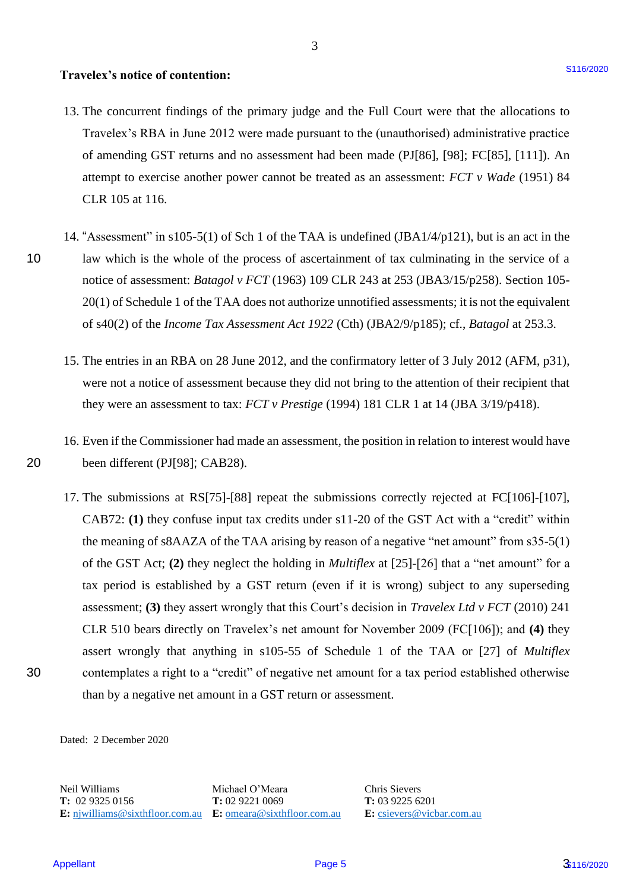**Travelex's notice of contention:**

13. The concurrent findings of the primary judge and the Full Court were that the allocations to Travelex's RBA in June 2012 were made pursuant to the (unauthorised) administrative practice of amending GST returns and no assessment had been made (PJ[86], [98]; FC[85], [111]). An attempt to exercise another power cannot be treated as an assessment: *FCT v Wade* (1951) 84 CLR 105 at 116.

14. "Assessment" in s105-5(1) of Sch 1 of the TAA is undefined (JBA1/4/p121), but is an act in the law which is the whole of the process of ascertainment of tax culminating in the service of a notice of assessment: *Batagol v FCT* (1963) 109 CLR 243 at 253 (JBA3/15/p258). Section 105-20(1) of Schedule 1 of the TAA does not authorize unnotified assessments; it is not the equivalent of s40(2) of the *Income Tax Assessment Act 1922* (Cth) (JBA2/9/p185); cf., *Batagol* at 253.3.

15. The entries in an RBA on 28 June 2012, and the confirmatory letter of 3 July 2012 (AFM, p31), were not a notice of assessment because they did not bring to the attention of their recipient that they were an assessment to tax: *FCT v Prestige* (1994) 181 CLR 1 at 14 (JBA 3/19/p418).

16. Even if the Commissioner had made an assessment, the position in relation to interest would have been different (PJ[98]; CAB28).

17. The submissions at RS[75]-[88] repeat the submissions correctly rejected at FC[106]-[107], CAB72: **(1)** they confuse input tax credits under s11-20 of the GST Act with a "credit" within the meaning of s8AAZA of the TAA arising by reason of a negative "net amount" from s35-5(1) of the GST Act; **(2)** they neglect the holding in *Multiflex* at [25]-[26] that a "net amount" for a tax period is established by a GST return (even if it is wrong) subject to any superseding assessment; **(3)** they assert wrongly that this Court's decision in *Travelex Ltd v FCT* (2010) 241 CLR 510 bears directly on Travelex's net amount for November 2009 (FC[106]); and **(4)** they assert wrongly that anything in s105-55 of Schedule 1 of the TAA or [27] of *Multiflex* contemplates a right to a "credit" of negative net amount for a tax period established otherwise than by a negative net amount in a GST return or assessment.

Dated: 2 December 2020

| | | |
|---|---|---|
| Neil Williams | Michael O'Meara | Chris Sievers |
| **T:** 02 9325 0156 | **T:** 02 9221 0069 | **T:** 03 9225 6201 |
| **E:** njwilliams@sixthfloor.com.au | **E:** omeara@sixthfloor.com.au | **E:** csievers@vicbar.com.au |